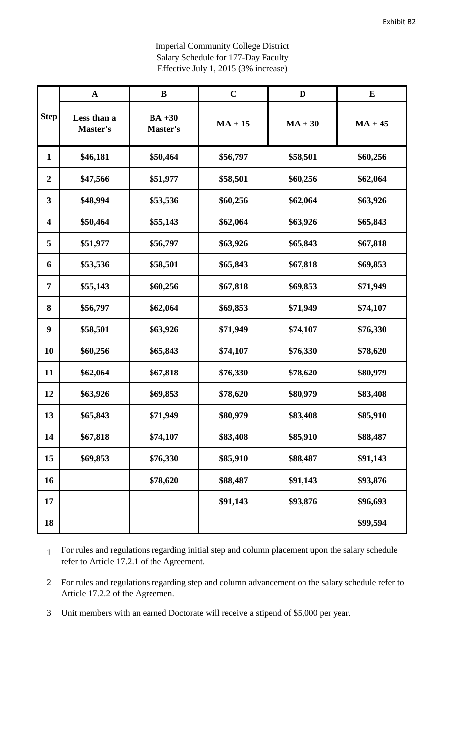Exhibit B2

Imperial Community College District
Salary Schedule for 177-Day Faculty
Effective July 1, 2015 (3% increase)

| | A | B | C | D | E |
|---|---|---|---|---|---|
| **Step** | **Less than a Master's** | **BA +30 Master's** | **MA + 15** | **MA + 30** | **MA + 45** |
| **1** | **$46,181** | **$50,464** | **$56,797** | **$58,501** | **$60,256** |
| **2** | **$47,566** | **$51,977** | **$58,501** | **$60,256** | **$62,064** |
| **3** | **$48,994** | **$53,536** | **$60,256** | **$62,064** | **$63,926** |
| **4** | **$50,464** | **$55,143** | **$62,064** | **$63,926** | **$65,843** |
| **5** | **$51,977** | **$56,797** | **$63,926** | **$65,843** | **$67,818** |
| **6** | **$53,536** | **$58,501** | **$65,843** | **$67,818** | **$69,853** |
| **7** | **$55,143** | **$60,256** | **$67,818** | **$69,853** | **$71,949** |
| **8** | **$56,797** | **$62,064** | **$69,853** | **$71,949** | **$74,107** |
| **9** | **$58,501** | **$63,926** | **$71,949** | **$74,107** | **$76,330** |
| **10** | **$60,256** | **$65,843** | **$74,107** | **$76,330** | **$78,620** |
| **11** | **$62,064** | **$67,818** | **$76,330** | **$78,620** | **$80,979** |
| **12** | **$63,926** | **$69,853** | **$78,620** | **$80,979** | **$83,408** |
| **13** | **$65,843** | **$71,949** | **$80,979** | **$83,408** | **$85,910** |
| **14** | **$67,818** | **$74,107** | **$83,408** | **$85,910** | **$88,487** |
| **15** | **$69,853** | **$76,330** | **$85,910** | **$88,487** | **$91,143** |
| **16** | | **$78,620** | **$88,487** | **$91,143** | **$93,876** |
| **17** | | | **$91,143** | **$93,876** | **$96,693** |
| **18** | | | | | **$99,594** |

1 For rules and regulations regarding initial step and column placement upon the salary schedule refer to Article 17.2.1 of the Agreement.

2 For rules and regulations regarding step and column advancement on the salary schedule refer to Article 17.2.2 of the Agreemen.

3 Unit members with an earned Doctorate will receive a stipend of $5,000 per year.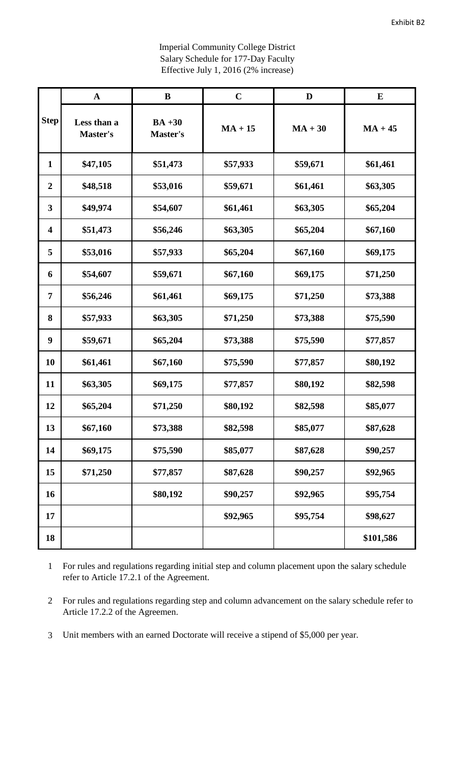Exhibit B2

Imperial Community College District
Salary Schedule for 177-Day Faculty
Effective July 1, 2016 (2% increase)

| | A | B | C | D | E |
|---|---|---|---|---|---|
| **Step** | **Less than a Master's** | **BA +30 Master's** | **MA + 15** | **MA + 30** | **MA + 45** |
| **1** | **$47,105** | **$51,473** | **$57,933** | **$59,671** | **$61,461** |
| **2** | **$48,518** | **$53,016** | **$59,671** | **$61,461** | **$63,305** |
| **3** | **$49,974** | **$54,607** | **$61,461** | **$63,305** | **$65,204** |
| **4** | **$51,473** | **$56,246** | **$63,305** | **$65,204** | **$67,160** |
| **5** | **$53,016** | **$57,933** | **$65,204** | **$67,160** | **$69,175** |
| **6** | **$54,607** | **$59,671** | **$67,160** | **$69,175** | **$71,250** |
| **7** | **$56,246** | **$61,461** | **$69,175** | **$71,250** | **$73,388** |
| **8** | **$57,933** | **$63,305** | **$71,250** | **$73,388** | **$75,590** |
| **9** | **$59,671** | **$65,204** | **$73,388** | **$75,590** | **$77,857** |
| **10** | **$61,461** | **$67,160** | **$75,590** | **$77,857** | **$80,192** |
| **11** | **$63,305** | **$69,175** | **$77,857** | **$80,192** | **$82,598** |
| **12** | **$65,204** | **$71,250** | **$80,192** | **$82,598** | **$85,077** |
| **13** | **$67,160** | **$73,388** | **$82,598** | **$85,077** | **$87,628** |
| **14** | **$69,175** | **$75,590** | **$85,077** | **$87,628** | **$90,257** |
| **15** | **$71,250** | **$77,857** | **$87,628** | **$90,257** | **$92,965** |
| **16** | | **$80,192** | **$90,257** | **$92,965** | **$95,754** |
| **17** | | | **$92,965** | **$95,754** | **$98,627** |
| **18** | | | | | **$101,586** |

1. For rules and regulations regarding initial step and column placement upon the salary schedule refer to Article 17.2.1 of the Agreement.
2. For rules and regulations regarding step and column advancement on the salary schedule refer to Article 17.2.2 of the Agreemen.
3. Unit members with an earned Doctorate will receive a stipend of $5,000 per year.